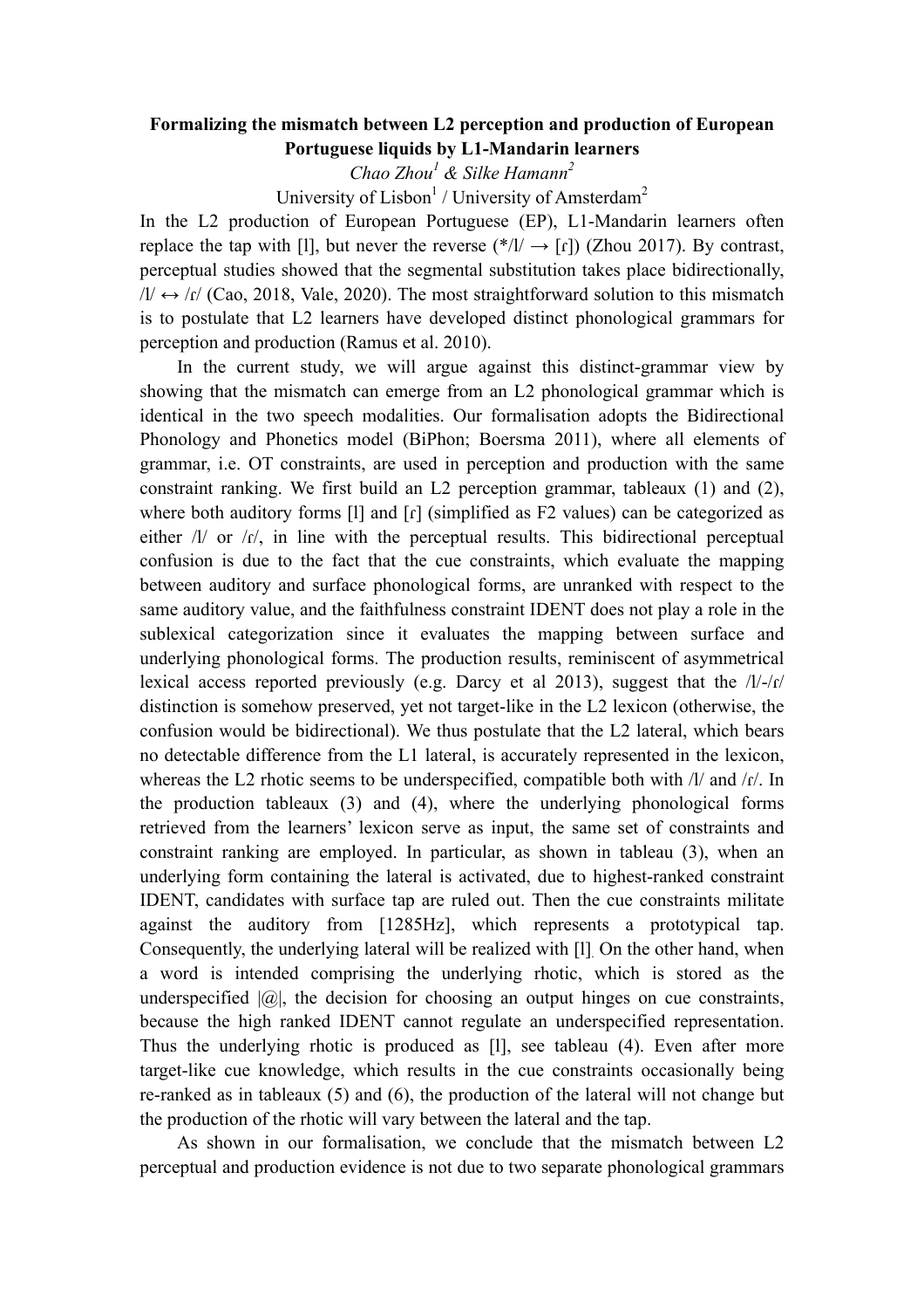# Formalizing the mismatch between L2 perception and production of European Portuguese liquids by L1-Mandarin learners

*Chao Zhou[1] & Silke Hamann[2]*

University of Lisbon[1] / University of Amsterdam[2]

In the L2 production of European Portuguese (EP), L1-Mandarin learners often replace the tap with [l], but never the reverse (*/l/ → [ɾ]) (Zhou 2017). By contrast, perceptual studies showed that the segmental substitution takes place bidirectionally, /l/ ↔ /ɾ/ (Cao, 2018, Vale, 2020). The most straightforward solution to this mismatch is to postulate that L2 learners have developed distinct phonological grammars for perception and production (Ramus et al. 2010).

In the current study, we will argue against this distinct-grammar view by showing that the mismatch can emerge from an L2 phonological grammar which is identical in the two speech modalities. Our formalisation adopts the Bidirectional Phonology and Phonetics model (BiPhon; Boersma 2011), where all elements of grammar, i.e. OT constraints, are used in perception and production with the same constraint ranking. We first build an L2 perception grammar, tableaux (1) and (2), where both auditory forms [l] and [ɾ] (simplified as F2 values) can be categorized as either /l/ or /ɾ/, in line with the perceptual results. This bidirectional perceptual confusion is due to the fact that the cue constraints, which evaluate the mapping between auditory and surface phonological forms, are unranked with respect to the same auditory value, and the faithfulness constraint IDENT does not play a role in the sublexical categorization since it evaluates the mapping between surface and underlying phonological forms. The production results, reminiscent of asymmetrical lexical access reported previously (e.g. Darcy et al 2013), suggest that the /l/-/ɾ/ distinction is somehow preserved, yet not target-like in the L2 lexicon (otherwise, the confusion would be bidirectional). We thus postulate that the L2 lateral, which bears no detectable difference from the L1 lateral, is accurately represented in the lexicon, whereas the L2 rhotic seems to be underspecified, compatible both with /l/ and /ɾ/. In the production tableaux (3) and (4), where the underlying phonological forms retrieved from the learners' lexicon serve as input, the same set of constraints and constraint ranking are employed. In particular, as shown in tableau (3), when an underlying form containing the lateral is activated, due to highest-ranked constraint IDENT, candidates with surface tap are ruled out. Then the cue constraints militate against the auditory from [1285Hz], which represents a prototypical tap. Consequently, the underlying lateral will be realized with [l]. On the other hand, when a word is intended comprising the underlying rhotic, which is stored as the underspecified |@|, the decision for choosing an output hinges on cue constraints, because the high ranked IDENT cannot regulate an underspecified representation. Thus the underlying rhotic is produced as [l], see tableau (4). Even after more target-like cue knowledge, which results in the cue constraints occasionally being re-ranked as in tableaux (5) and (6), the production of the lateral will not change but the production of the rhotic will vary between the lateral and the tap.

As shown in our formalisation, we conclude that the mismatch between L2 perceptual and production evidence is not due to two separate phonological grammars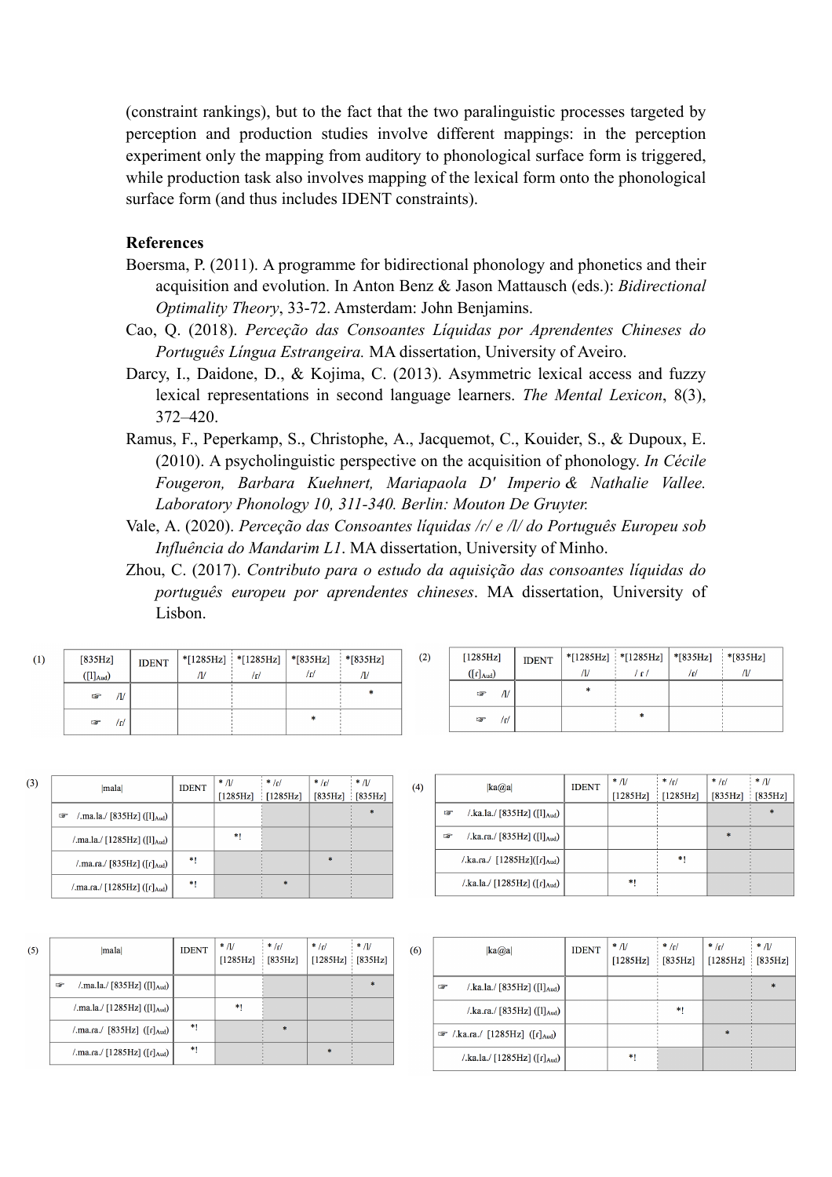(constraint rankings), but to the fact that the two paralinguistic processes targeted by perception and production studies involve different mappings: in the perception experiment only the mapping from auditory to phonological surface form is triggered, while production task also involves mapping of the lexical form onto the phonological surface form (and thus includes IDENT constraints).

**References**

Boersma, P. (2011). A programme for bidirectional phonology and phonetics and their acquisition and evolution. In Anton Benz & Jason Mattausch (eds.): *Bidirectional Optimality Theory*, 33-72. Amsterdam: John Benjamins.

Cao, Q. (2018). *Perceção das Consoantes Líquidas por Aprendentes Chineses do Português Língua Estrangeira.* MA dissertation, University of Aveiro.

Darcy, I., Daidone, D., & Kojima, C. (2013). Asymmetric lexical access and fuzzy lexical representations in second language learners. *The Mental Lexicon*, 8(3), 372–420.

Ramus, F., Peperkamp, S., Christophe, A., Jacquemot, C., Kouider, S., & Dupoux, E. (2010). A psycholinguistic perspective on the acquisition of phonology. *In Cécile Fougeron, Barbara Kuehnert, Mariapaola D' Imperio & Nathalie Vallee. Laboratory Phonology 10, 311-340. Berlin: Mouton De Gruyter.*

Vale, A. (2020). *Perceção das Consoantes líquidas /ɾ/ e /l/ do Português Europeu sob Influência do Mandarim L1*. MA dissertation, University of Minho.

Zhou, C. (2017). *Contributo para o estudo da aquisição das consoantes líquidas do português europeu por aprendentes chineses*. MA dissertation, University of Lisbon.

(1)

| [835Hz] ([l]$_{Aud}$) | IDENT | *[1285Hz] /l/ | *[1285Hz] /ɾ/ | *[835Hz] /ɾ/ | *[835Hz] /l/ |
|---|---|---|---|---|---|
| ☞ /l/ | | | | | * |
| ☞ /ɾ/ | | | | * | |

(2)

| [1285Hz] ([ɾ]$_{Aud}$) | IDENT | *[1285Hz] /l/ | *[1285Hz] / ɾ / | *[835Hz] /ɾ/ | *[835Hz] /l/ |
|---|---|---|---|---|---|
| ☞ /l/ | | * | | | |
| ☞ /ɾ/ | | | * | | |

(3)

| \|mala\| | IDENT | * /l/ [1285Hz] | * /ɾ/ [1285Hz] | * /ɾ/ [835Hz] | * /l/ [835Hz] |
|---|---|---|---|---|---|
| ☞ /.ma.la./ [835Hz] ([l]$_{Aud}$) | | | | | * |
| /.ma.la./ [1285Hz] ([l]$_{Aud}$) | | *! | | | |
| /.ma.ra./ [835Hz] ([ɾ]$_{Aud}$) | *! | | | * | |
| /.ma.ra./ [1285Hz] ([ɾ]$_{Aud}$) | *! | | * | | |

(4)

| \|ka@a\| | IDENT | * /l/ [1285Hz] | * /ɾ/ [1285Hz] | * /ɾ/ [835Hz] | * /l/ [835Hz] |
|---|---|---|---|---|---|
| ☞ /.ka.la./ [835Hz] ([l]$_{Aud}$) | | | | | * |
| ☞ /.ka.ra./ [835Hz] ([l]$_{Aud}$) | | | | * | |
| /.ka.ra./ [1285Hz]([ɾ]$_{Aud}$) | | | *! | | |
| /.ka.la./ [1285Hz] ([ɾ]$_{Aud}$) | | *! | | | |

(5)

| \|mala\| | IDENT | * /l/ [1285Hz] | * /ɾ/ [835Hz] | * /ɾ/ [1285Hz] | * /l/ [835Hz] |
|---|---|---|---|---|---|
| ☞ /.ma.la./ [835Hz] ([l]$_{Aud}$) | | | | | * |
| /.ma.la./ [1285Hz] ([l]$_{Aud}$) | | *! | | | |
| /.ma.ra./ [835Hz] ([ɾ]$_{Aud}$) | *! | | * | | |
| /.ma.ra./ [1285Hz] ([ɾ]$_{Aud}$) | *! | | | * | |

(6)

| \|ka@a\| | IDENT | * /l/ [1285Hz] | * /ɾ/ [835Hz] | * /ɾ/ [1285Hz] | * /l/ [835Hz] |
|---|---|---|---|---|---|
| ☞ /.ka.la./ [835Hz] ([l]$_{Aud}$) | | | | | * |
| /.ka.ra./ [835Hz] ([l]$_{Aud}$) | | | *! | | |
| ☞ /.ka.ra./ [1285Hz] ([ɾ]$_{Aud}$) | | | | * | |
| /.ka.la./ [1285Hz] ([ɾ]$_{Aud}$) | | *! | | | |